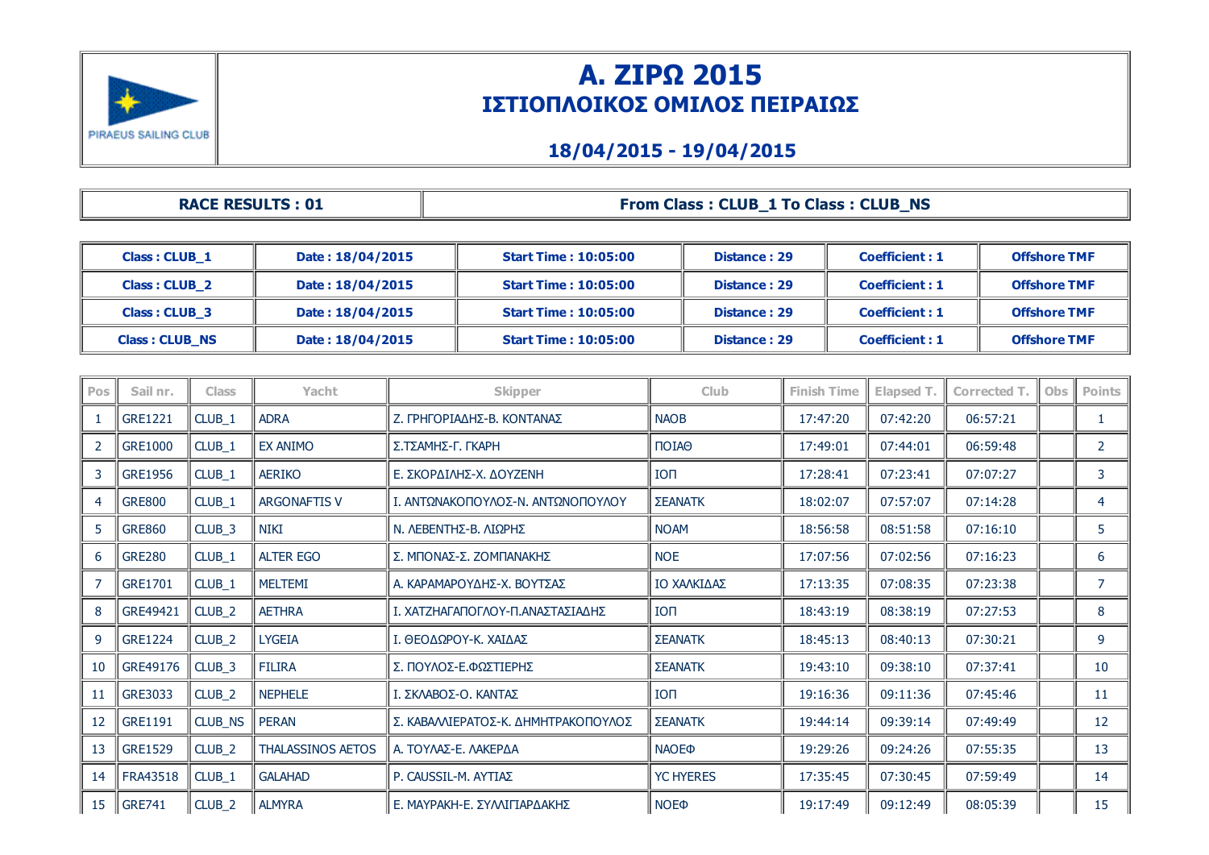PIRAEUS SAILING CLUB

# Α. ΖΙΡΩ 2015

## ΙΣΤΙΟΠΛΟΙΚΟΣ ΟΜΙΛΟΣ ΠΕΙΡΑΙΩΣ

### 18/04/2015 - 19/04/2015

| RACE RESULTS : 01 | From Class : CLUB_1 To Class : CLUB_NS |
|---|---|

| Class | Date | Start Time | Distance | Coefficient | |
|---|---|---|---|---|---|
| Class : CLUB_1 | Date : 18/04/2015 | Start Time : 10:05:00 | Distance : 29 | Coefficient : 1 | Offshore TMF |
| Class : CLUB_2 | Date : 18/04/2015 | Start Time : 10:05:00 | Distance : 29 | Coefficient : 1 | Offshore TMF |
| Class : CLUB_3 | Date : 18/04/2015 | Start Time : 10:05:00 | Distance : 29 | Coefficient : 1 | Offshore TMF |
| Class : CLUB_NS | Date : 18/04/2015 | Start Time : 10:05:00 | Distance : 29 | Coefficient : 1 | Offshore TMF |

| Pos | Sail nr. | Class | Yacht | Skipper | Club | Finish Time | Elapsed T. | Corrected T. | Obs | Points |
|---|---|---|---|---|---|---|---|---|---|---|
| 1 | GRE1221 | CLUB_1 | ADRA | Ζ. ΓΡΗΓΟΡΙΑΔΗΣ-Β. ΚΟΝΤΑΝΑΣ | ΝΑΟΒ | 17:47:20 | 07:42:20 | 06:57:21 | | 1 |
| 2 | GRE1000 | CLUB_1 | EX ANIMO | Σ.ΤΣΑΜΗΣ-Γ. ΓΚΑΡΗ | ΠΟΙΑΘ | 17:49:01 | 07:44:01 | 06:59:48 | | 2 |
| 3 | GRE1956 | CLUB_1 | AERIKO | Ε. ΣΚΟΡΔΙΛΗΣ-Χ. ΔΟΥΖΕΝΗ | ΙΟΠ | 17:28:41 | 07:23:41 | 07:07:27 | | 3 |
| 4 | GRE800 | CLUB_1 | ARGONAFTIS V | Ι. ΑΝΤΩΝΑΚΟΠΟΥΛΟΣ-Ν. ΑΝΤΩΝΟΠΟΥΛΟΥ | ΣΕΑΝΑΤΚ | 18:02:07 | 07:57:07 | 07:14:28 | | 4 |
| 5 | GRE860 | CLUB_3 | NIKI | Ν. ΛΕΒΕΝΤΗΣ-Β. ΛΙΩΡΗΣ | ΝΟΑΜ | 18:56:58 | 08:51:58 | 07:16:10 | | 5 |
| 6 | GRE280 | CLUB_1 | ALTER EGO | Σ. ΜΠΟΝΑΣ-Σ. ΖΟΜΠΑΝΑΚΗΣ | ΝΟΕ | 17:07:56 | 07:02:56 | 07:16:23 | | 6 |
| 7 | GRE1701 | CLUB_1 | MELTEMI | Α. ΚΑΡΑΜΑΡΟΥΔΗΣ-Χ. ΒΟΥΤΣΑΣ | ΙΟ ΧΑΛΚΙΔΑΣ | 17:13:35 | 07:08:35 | 07:23:38 | | 7 |
| 8 | GRE49421 | CLUB_2 | AETHRA | Ι. ΧΑΤΖΗΑΓΑΠΟΓΛΟΥ-Π.ΑΝΑΣΤΑΣΙΑΔΗΣ | ΙΟΠ | 18:43:19 | 08:38:19 | 07:27:53 | | 8 |
| 9 | GRE1224 | CLUB_2 | LYGEIA | Ι. ΘΕΟΔΩΡΟΥ-Κ. ΧΑΙΔΑΣ | ΣΕΑΝΑΤΚ | 18:45:13 | 08:40:13 | 07:30:21 | | 9 |
| 10 | GRE49176 | CLUB_3 | FILIRA | Σ. ΠΟΥΛΟΣ-Ε.ΦΩΣΤΙΕΡΗΣ | ΣΕΑΝΑΤΚ | 19:43:10 | 09:38:10 | 07:37:41 | | 10 |
| 11 | GRE3033 | CLUB_2 | NEPHELE | Ι. ΣΚΛΑΒΟΣ-Ο. ΚΑΝΤΑΣ | ΙΟΠ | 19:16:36 | 09:11:36 | 07:45:46 | | 11 |
| 12 | GRE1191 | CLUB_NS | PERAN | Σ. ΚΑΒΑΛΛΙΕΡΑΤΟΣ-Κ. ΔΗΜΗΤΡΑΚΟΠΟΥΛΟΣ | ΣΕΑΝΑΤΚ | 19:44:14 | 09:39:14 | 07:49:49 | | 12 |
| 13 | GRE1529 | CLUB_2 | THALASSINOS AETOS | Α. ΤΟΥΛΑΣ-Ε. ΛΑΚΕΡΔΑ | ΝΑΟΕΦ | 19:29:26 | 09:24:26 | 07:55:35 | | 13 |
| 14 | FRA43518 | CLUB_1 | GALAHAD | P. CAUSSIL-Μ. ΑΥΤΙΑΣ | YC HYERES | 17:35:45 | 07:30:45 | 07:59:49 | | 14 |
| 15 | GRE741 | CLUB_2 | ALMYRA | Ε. ΜΑΥΡΑΚΗ-Ε. ΣΥΛΛΙΓΙΑΡΔΑΚΗΣ | ΝΟΕΦ | 19:17:49 | 09:12:49 | 08:05:39 | | 15 |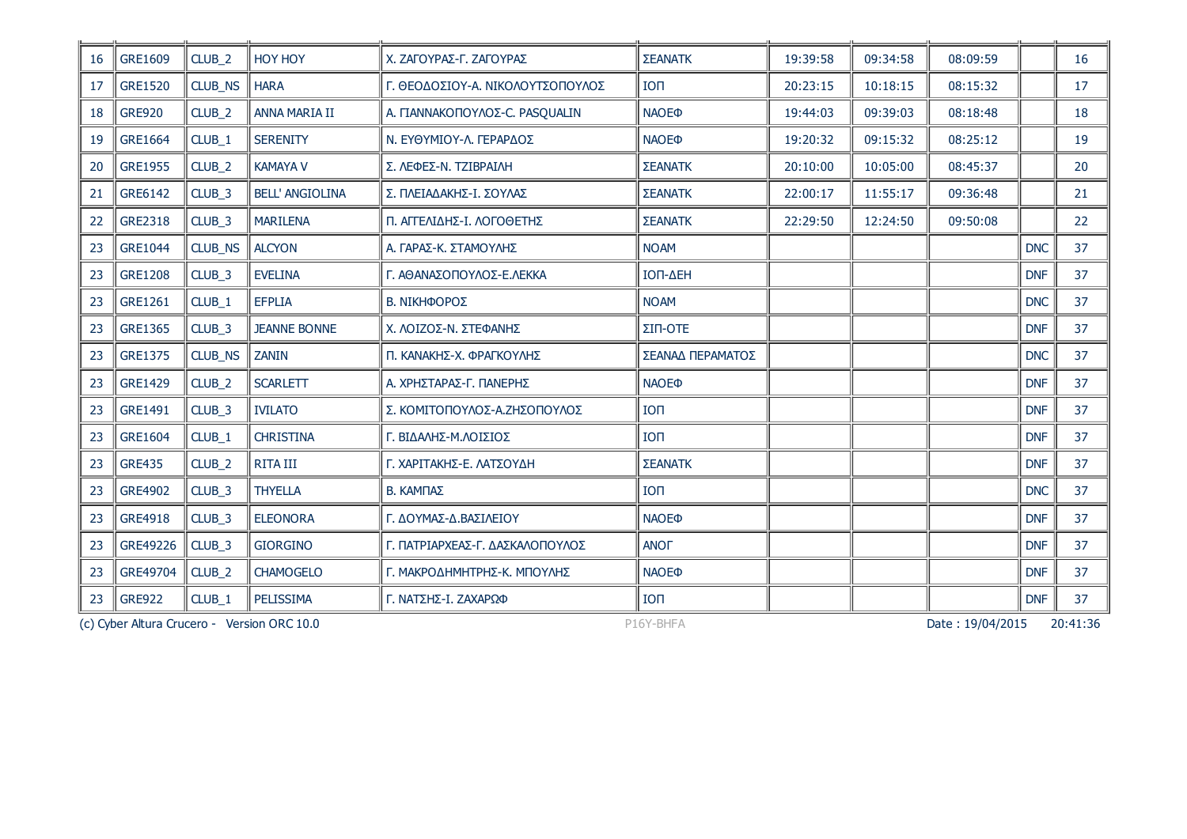| | | | | | | | | | | |
|---|---|---|---|---|---|---|---|---|---|---|
| 16 | GRE1609 | CLUB_2 | HOY HOY | Χ. ΖΑΓΟΥΡΑΣ-Γ. ΖΑΓΟΥΡΑΣ | ΣΕΑΝΑΤΚ | 19:39:58 | 09:34:58 | 08:09:59 | | 16 |
| 17 | GRE1520 | CLUB_NS | HARA | Γ. ΘΕΟΔΟΣΙΟΥ-Α. ΝΙΚΟΛΟΥΤΣΟΠΟΥΛΟΣ | ΙΟΠ | 20:23:15 | 10:18:15 | 08:15:32 | | 17 |
| 18 | GRE920 | CLUB_2 | ANNA MARIA II | Α. ΓΙΑΝΝΑΚΟΠΟΥΛΟΣ-C. PASQUALIN | ΝΑΟΕΦ | 19:44:03 | 09:39:03 | 08:18:48 | | 18 |
| 19 | GRE1664 | CLUB_1 | SERENITY | Ν. ΕΥΘΥΜΙΟΥ-Λ. ΓΕΡΑΡΔΟΣ | ΝΑΟΕΦ | 19:20:32 | 09:15:32 | 08:25:12 | | 19 |
| 20 | GRE1955 | CLUB_2 | KAMAYA V | Σ. ΛΕΦΕΣ-Ν. ΤΖΙΒΡΑΪΛΗ | ΣΕΑΝΑΤΚ | 20:10:00 | 10:05:00 | 08:45:37 | | 20 |
| 21 | GRE6142 | CLUB_3 | BELL' ANGIOLINA | Σ. ΠΛΕΙΑΔΑΚΗΣ-Ι. ΣΟΥΛΑΣ | ΣΕΑΝΑΤΚ | 22:00:17 | 11:55:17 | 09:36:48 | | 21 |
| 22 | GRE2318 | CLUB_3 | MARILENA | Π. ΑΓΓΕΛΙΔΗΣ-Ι. ΛΟΓΟΘΕΤΗΣ | ΣΕΑΝΑΤΚ | 22:29:50 | 12:24:50 | 09:50:08 | | 22 |
| 23 | GRE1044 | CLUB_NS | ALCYON | Α. ΓΑΡΑΣ-Κ. ΣΤΑΜΟΥΛΗΣ | ΝΟΑΜ | | | | DNC | 37 |
| 23 | GRE1208 | CLUB_3 | EVELINA | Γ. ΑΘΑΝΑΣΟΠΟΥΛΟΣ-Ε.ΛΕΚΚΑ | ΙΟΠ-ΔΕΗ | | | | DNF | 37 |
| 23 | GRE1261 | CLUB_1 | EFPLIA | Β. ΝΙΚΗΦΟΡΟΣ | ΝΟΑΜ | | | | DNC | 37 |
| 23 | GRE1365 | CLUB_3 | JEANNE BONNE | Χ. ΛΟΙΖΟΣ-Ν. ΣΤΕΦΑΝΗΣ | ΣΙΠ-ΟΤΕ | | | | DNF | 37 |
| 23 | GRE1375 | CLUB_NS | ZANIN | Π. ΚΑΝΑΚΗΣ-Χ. ΦΡΑΓΚΟΥΛΗΣ | ΣΕΑΝΑΔ ΠΕΡΑΜΑΤΟΣ | | | | DNC | 37 |
| 23 | GRE1429 | CLUB_2 | SCARLETT | Α. ΧΡΗΣΤΑΡΑΣ-Γ. ΠΑΝΕΡΗΣ | ΝΑΟΕΦ | | | | DNF | 37 |
| 23 | GRE1491 | CLUB_3 | IVILATO | Σ. ΚΟΜΙΤΟΠΟΥΛΟΣ-Α.ΖΗΣΟΠΟΥΛΟΣ | ΙΟΠ | | | | DNF | 37 |
| 23 | GRE1604 | CLUB_1 | CHRISTINA | Γ. ΒΙΔΑΛΗΣ-Μ.ΛΟΙΣΙΟΣ | ΙΟΠ | | | | DNF | 37 |
| 23 | GRE435 | CLUB_2 | RITA III | Γ. ΧΑΡΙΤΑΚΗΣ-Ε. ΛΑΤΣΟΥΔΗ | ΣΕΑΝΑΤΚ | | | | DNF | 37 |
| 23 | GRE4902 | CLUB_3 | THYELLA | Β. ΚΑΜΠΑΣ | ΙΟΠ | | | | DNC | 37 |
| 23 | GRE4918 | CLUB_3 | ELEONORA | Γ. ΔΟΥΜΑΣ-Δ.ΒΑΣΙΛΕΙΟΥ | ΝΑΟΕΦ | | | | DNF | 37 |
| 23 | GRE49226 | CLUB_3 | GIORGINO | Γ. ΠΑΤΡΙΑΡΧΕΑΣ-Γ. ΔΑΣΚΑΛΟΠΟΥΛΟΣ | ΑΝΟΓ | | | | DNF | 37 |
| 23 | GRE49704 | CLUB_2 | CHAMOGELO | Γ. ΜΑΚΡΟΔΗΜΗΤΡΗΣ-Κ. ΜΠΟΥΛΗΣ | ΝΑΟΕΦ | | | | DNF | 37 |
| 23 | GRE922 | CLUB_1 | PELISSIMA | Γ. ΝΑΤΣΗΣ-Ι. ΖΑΧΑΡΩΦ | ΙΟΠ | | | | DNF | 37 |

(c) Cyber Altura Crucero - Version ORC 10.0 P16Y-BHFA Date : 19/04/2015 20:41:36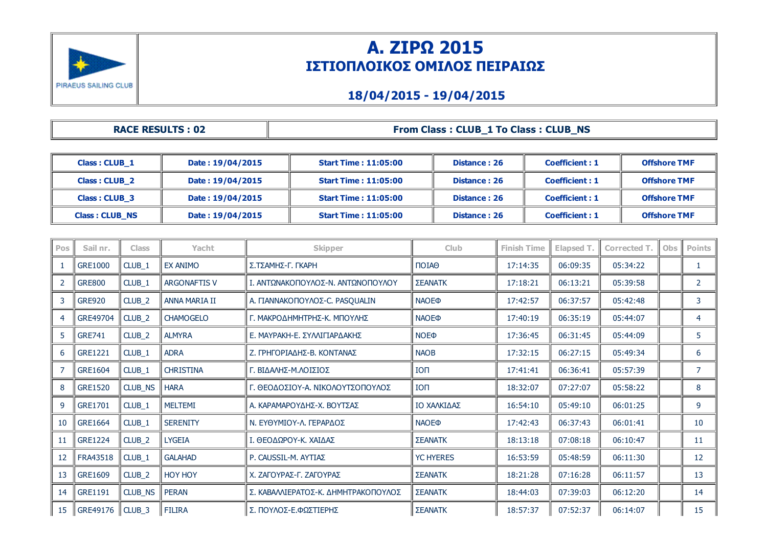PIRAEUS SAILING CLUB

# Α. ΖΙΡΩ 2015
## ΙΣΤΙΟΠΛΟΙΚΟΣ ΟΜΙΛΟΣ ΠΕΙΡΑΙΩΣ
### 18/04/2015 - 19/04/2015

| RACE RESULTS : 02 | From Class : CLUB_1 To Class : CLUB_NS |
|---|---|

| Class | Date | Start Time | Distance | Coefficient | |
|---|---|---|---|---|---|
| Class : CLUB_1 | Date : 19/04/2015 | Start Time : 11:05:00 | Distance : 26 | Coefficient : 1 | Offshore TMF |
| Class : CLUB_2 | Date : 19/04/2015 | Start Time : 11:05:00 | Distance : 26 | Coefficient : 1 | Offshore TMF |
| Class : CLUB_3 | Date : 19/04/2015 | Start Time : 11:05:00 | Distance : 26 | Coefficient : 1 | Offshore TMF |
| Class : CLUB_NS | Date : 19/04/2015 | Start Time : 11:05:00 | Distance : 26 | Coefficient : 1 | Offshore TMF |

| Pos | Sail nr. | Class | Yacht | Skipper | Club | Finish Time | Elapsed T. | Corrected T. | Obs | Points |
|---|---|---|---|---|---|---|---|---|---|---|
| 1 | GRE1000 | CLUB_1 | EX ANIMO | Σ.ΤΣΑΜΗΣ-Γ. ΓΚΑΡΗ | ΠΟΙΑΘ | 17:14:35 | 06:09:35 | 05:34:22 | | 1 |
| 2 | GRE800 | CLUB_1 | ARGONAFTIS V | Ι. ΑΝΤΩΝΑΚΟΠΟΥΛΟΣ-Ν. ΑΝΤΩΝΟΠΟΥΛΟΥ | ΣΕΑΝΑΤΚ | 17:18:21 | 06:13:21 | 05:39:58 | | 2 |
| 3 | GRE920 | CLUB_2 | ANNA MARIA II | Α. ΓΙΑΝΝΑΚΟΠΟΥΛΟΣ-C. PASQUALIN | ΝΑΟΕΦ | 17:42:57 | 06:37:57 | 05:42:48 | | 3 |
| 4 | GRE49704 | CLUB_2 | CHAMOGELO | Γ. ΜΑΚΡΟΔΗΜΗΤΡΗΣ-Κ. ΜΠΟΥΛΗΣ | ΝΑΟΕΦ | 17:40:19 | 06:35:19 | 05:44:07 | | 4 |
| 5 | GRE741 | CLUB_2 | ALMYRA | Ε. ΜΑΥΡΑΚΗ-Ε. ΣΥΛΛΙΓΙΑΡΔΑΚΗΣ | ΝΟΕΦ | 17:36:45 | 06:31:45 | 05:44:09 | | 5 |
| 6 | GRE1221 | CLUB_1 | ADRA | Ζ. ΓΡΗΓΟΡΙΑΔΗΣ-Β. ΚΟΝΤΑΝΑΣ | ΝΑΟΒ | 17:32:15 | 06:27:15 | 05:49:34 | | 6 |
| 7 | GRE1604 | CLUB_1 | CHRISTINA | Γ. ΒΙΔΑΛΗΣ-Μ.ΛΟΙΣΙΟΣ | ΙΟΠ | 17:41:41 | 06:36:41 | 05:57:39 | | 7 |
| 8 | GRE1520 | CLUB_NS | HARA | Γ. ΘΕΟΔΟΣΙΟΥ-Α. ΝΙΚΟΛΟΥΤΣΟΠΟΥΛΟΣ | ΙΟΠ | 18:32:07 | 07:27:07 | 05:58:22 | | 8 |
| 9 | GRE1701 | CLUB_1 | MELTEMI | Α. ΚΑΡΑΜΑΡΟΥΔΗΣ-Χ. ΒΟΥΤΣΑΣ | ΙΟ ΧΑΛΚΙΔΑΣ | 16:54:10 | 05:49:10 | 06:01:25 | | 9 |
| 10 | GRE1664 | CLUB_1 | SERENITY | Ν. ΕΥΘΥΜΙΟΥ-Λ. ΓΕΡΑΡΔΟΣ | ΝΑΟΕΦ | 17:42:43 | 06:37:43 | 06:01:41 | | 10 |
| 11 | GRE1224 | CLUB_2 | LYGEIA | Ι. ΘΕΟΔΩΡΟΥ-Κ. ΧΑΙΔΑΣ | ΣΕΑΝΑΤΚ | 18:13:18 | 07:08:18 | 06:10:47 | | 11 |
| 12 | FRA43518 | CLUB_1 | GALAHAD | P. CAUSSIL-Μ. ΑΥΤΙΑΣ | YC HYERES | 16:53:59 | 05:48:59 | 06:11:30 | | 12 |
| 13 | GRE1609 | CLUB_2 | HOY HOY | Χ. ΖΑΓΟΥΡΑΣ-Γ. ΖΑΓΟΥΡΑΣ | ΣΕΑΝΑΤΚ | 18:21:28 | 07:16:28 | 06:11:57 | | 13 |
| 14 | GRE1191 | CLUB_NS | PERAN | Σ. ΚΑΒΑΛΛΙΕΡΑΤΟΣ-Κ. ΔΗΜΗΤΡΑΚΟΠΟΥΛΟΣ | ΣΕΑΝΑΤΚ | 18:44:03 | 07:39:03 | 06:12:20 | | 14 |
| 15 | GRE49176 | CLUB_3 | FILIRA | Σ. ΠΟΥΛΟΣ-Ε.ΦΩΣΤΙΕΡΗΣ | ΣΕΑΝΑΤΚ | 18:57:37 | 07:52:37 | 06:14:07 | | 15 |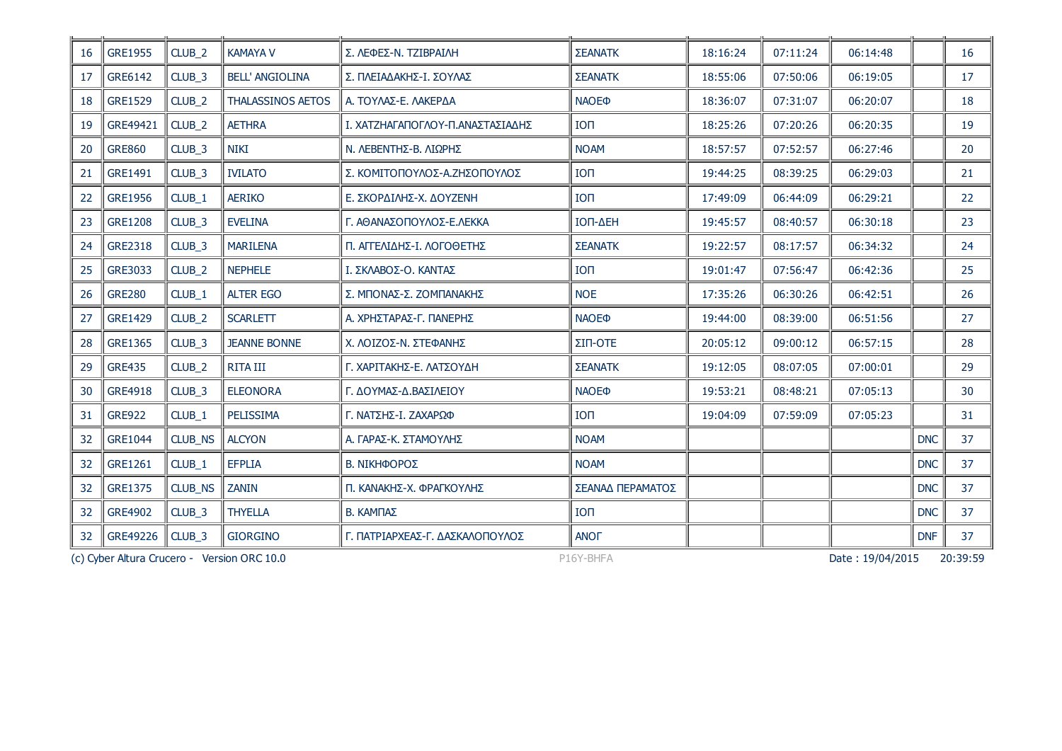| | | | | | | | | | | |
|---|---|---|---|---|---|---|---|---|---|---|
| 16 | GRE1955 | CLUB_2 | KAMAYA V | Σ. ΛΕΦΕΣ-Ν. ΤΖΙΒΡΑΙΛΗ | ΣΕΑΝΑΤΚ | 18:16:24 | 07:11:24 | 06:14:48 | | 16 |
| 17 | GRE6142 | CLUB_3 | BELL' ANGIOLINA | Σ. ΠΛΕΙΑΔΑΚΗΣ-Ι. ΣΟΥΛΑΣ | ΣΕΑΝΑΤΚ | 18:55:06 | 07:50:06 | 06:19:05 | | 17 |
| 18 | GRE1529 | CLUB_2 | THALASSINOS AETOS | Α. ΤΟΥΛΑΣ-Ε. ΛΑΚΕΡΔΑ | ΝΑΟΕΦ | 18:36:07 | 07:31:07 | 06:20:07 | | 18 |
| 19 | GRE49421 | CLUB_2 | AETHRA | Ι. ΧΑΤΖΗΑΓΑΠΟΓΛΟΥ-Π.ΑΝΑΣΤΑΣΙΑΔΗΣ | ΙΟΠ | 18:25:26 | 07:20:26 | 06:20:35 | | 19 |
| 20 | GRE860 | CLUB_3 | NIKI | Ν. ΛΕΒΕΝΤΗΣ-Β. ΛΙΩΡΗΣ | ΝΟΑΜ | 18:57:57 | 07:52:57 | 06:27:46 | | 20 |
| 21 | GRE1491 | CLUB_3 | IVILATO | Σ. ΚΟΜΙΤΟΠΟΥΛΟΣ-Α.ΖΗΣΟΠΟΥΛΟΣ | ΙΟΠ | 19:44:25 | 08:39:25 | 06:29:03 | | 21 |
| 22 | GRE1956 | CLUB_1 | AERIKO | Ε. ΣΚΟΡΔΙΛΗΣ-Χ. ΔΟΥΖΕΝΗ | ΙΟΠ | 17:49:09 | 06:44:09 | 06:29:21 | | 22 |
| 23 | GRE1208 | CLUB_3 | EVELINA | Γ. ΑΘΑΝΑΣΟΠΟΥΛΟΣ-Ε.ΛΕΚΚΑ | ΙΟΠ-ΔΕΗ | 19:45:57 | 08:40:57 | 06:30:18 | | 23 |
| 24 | GRE2318 | CLUB_3 | MARILENA | Π. ΑΓΓΕΛΙΔΗΣ-Ι. ΛΟΓΟΘΕΤΗΣ | ΣΕΑΝΑΤΚ | 19:22:57 | 08:17:57 | 06:34:32 | | 24 |
| 25 | GRE3033 | CLUB_2 | NEPHELE | Ι. ΣΚΛΑΒΟΣ-Ο. ΚΑΝΤΑΣ | ΙΟΠ | 19:01:47 | 07:56:47 | 06:42:36 | | 25 |
| 26 | GRE280 | CLUB_1 | ALTER EGO | Σ. ΜΠΟΝΑΣ-Σ. ΖΟΜΠΑΝΑΚΗΣ | ΝΟΕ | 17:35:26 | 06:30:26 | 06:42:51 | | 26 |
| 27 | GRE1429 | CLUB_2 | SCARLETT | Α. ΧΡΗΣΤΑΡΑΣ-Γ. ΠΑΝΕΡΗΣ | ΝΑΟΕΦ | 19:44:00 | 08:39:00 | 06:51:56 | | 27 |
| 28 | GRE1365 | CLUB_3 | JEANNE BONNE | Χ. ΛΟΙΖΟΣ-Ν. ΣΤΕΦΑΝΗΣ | ΣΙΠ-ΟΤΕ | 20:05:12 | 09:00:12 | 06:57:15 | | 28 |
| 29 | GRE435 | CLUB_2 | RITA III | Γ. ΧΑΡΙΤΑΚΗΣ-Ε. ΛΑΤΣΟΥΔΗ | ΣΕΑΝΑΤΚ | 19:12:05 | 08:07:05 | 07:00:01 | | 29 |
| 30 | GRE4918 | CLUB_3 | ELEONORA | Γ. ΔΟΥΜΑΣ-Δ.ΒΑΣΙΛΕΙΟΥ | ΝΑΟΕΦ | 19:53:21 | 08:48:21 | 07:05:13 | | 30 |
| 31 | GRE922 | CLUB_1 | PELISSIMA | Γ. ΝΑΤΣΗΣ-Ι. ΖΑΧΑΡΩΦ | ΙΟΠ | 19:04:09 | 07:59:09 | 07:05:23 | | 31 |
| 32 | GRE1044 | CLUB_NS | ALCYON | Α. ΓΑΡΑΣ-Κ. ΣΤΑΜΟΥΛΗΣ | ΝΟΑΜ | | | | DNC | 37 |
| 32 | GRE1261 | CLUB_1 | EFPLIA | Β. ΝΙΚΗΦΟΡΟΣ | ΝΟΑΜ | | | | DNC | 37 |
| 32 | GRE1375 | CLUB_NS | ZANIN | Π. ΚΑΝΑΚΗΣ-Χ. ΦΡΑΓΚΟΥΛΗΣ | ΣΕΑΝΑΔ ΠΕΡΑΜΑΤΟΣ | | | | DNC | 37 |
| 32 | GRE4902 | CLUB_3 | THYELLA | Β. ΚΑΜΠΑΣ | ΙΟΠ | | | | DNC | 37 |
| 32 | GRE49226 | CLUB_3 | GIORGINO | Γ. ΠΑΤΡΙΑΡΧΕΑΣ-Γ. ΔΑΣΚΑΛΟΠΟΥΛΟΣ | ΑΝΟΓ | | | | DNF | 37 |

(c) Cyber Altura Crucero - Version ORC 10.0    P16Y-BHFA    Date : 19/04/2015    20:39:59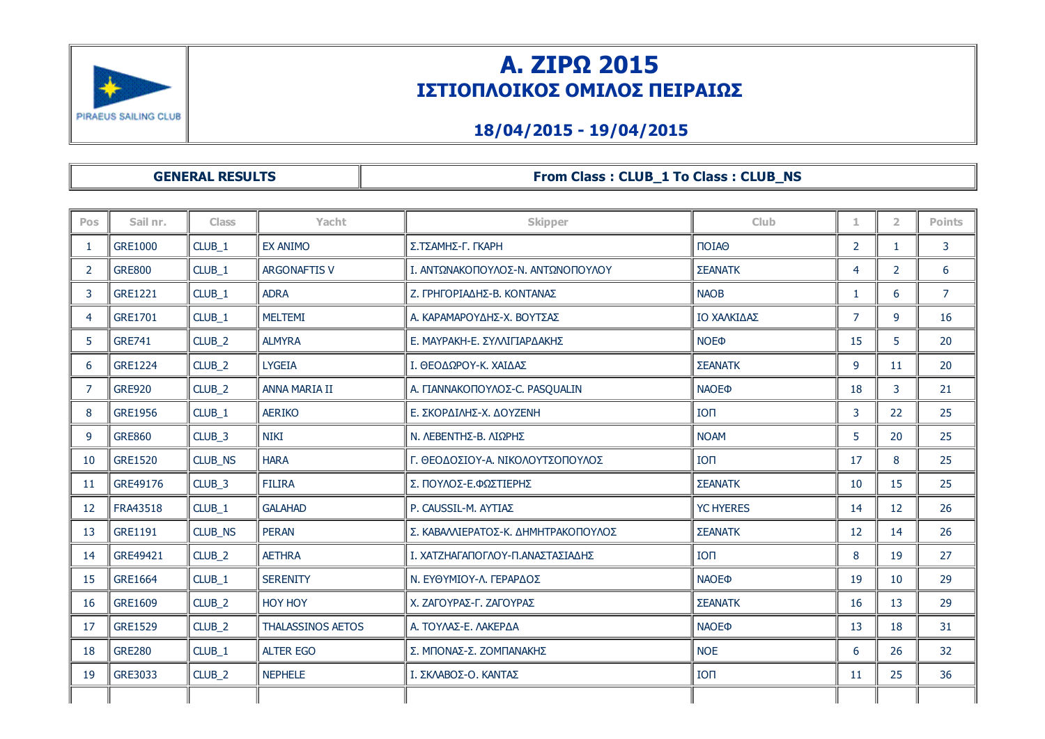# Α. ΖΙΡΩ 2015

## ΙΣΤΙΟΠΛΟΙΚΟΣ ΟΜΙΛΟΣ ΠΕΙΡΑΙΩΣ

### 18/04/2015 - 19/04/2015

| GENERAL RESULTS | From Class : CLUB_1 To Class : CLUB_NS |
|---|---|

| Pos | Sail nr. | Class | Yacht | Skipper | Club | 1 | 2 | Points |
|---|---|---|---|---|---|---|---|---|
| 1 | GRE1000 | CLUB_1 | EX ANIMO | Σ.ΤΣΑΜΗΣ-Γ. ΓΚΑΡΗ | ΠΟΙΑΘ | 2 | 1 | 3 |
| 2 | GRE800 | CLUB_1 | ARGONAFTIS V | Ι. ΑΝΤΩΝΑΚΟΠΟΥΛΟΣ-Ν. ΑΝΤΩΝΟΠΟΥΛΟΥ | ΣΕΑΝΑΤΚ | 4 | 2 | 6 |
| 3 | GRE1221 | CLUB_1 | ADRA | Ζ. ΓΡΗΓΟΡΙΑΔΗΣ-Β. ΚΟΝΤΑΝΑΣ | ΝΑΟΒ | 1 | 6 | 7 |
| 4 | GRE1701 | CLUB_1 | MELTEMI | Α. ΚΑΡΑΜΑΡΟΥΔΗΣ-Χ. ΒΟΥΤΣΑΣ | ΙΟ ΧΑΛΚΙΔΑΣ | 7 | 9 | 16 |
| 5 | GRE741 | CLUB_2 | ALMYRA | Ε. ΜΑΥΡΑΚΗ-Ε. ΣΥΛΛΙΓΙΑΡΔΑΚΗΣ | ΝΟΕΦ | 15 | 5 | 20 |
| 6 | GRE1224 | CLUB_2 | LYGEIA | Ι. ΘΕΟΔΩΡΟΥ-Κ. ΧΑΙΔΑΣ | ΣΕΑΝΑΤΚ | 9 | 11 | 20 |
| 7 | GRE920 | CLUB_2 | ANNA MARIA II | Α. ΓΙΑΝΝΑΚΟΠΟΥΛΟΣ-C. PASQUALIN | ΝΑΟΕΦ | 18 | 3 | 21 |
| 8 | GRE1956 | CLUB_1 | AERIKO | Ε. ΣΚΟΡΔΙΛΗΣ-Χ. ΔΟΥΖΕΝΗ | ΙΟΠ | 3 | 22 | 25 |
| 9 | GRE860 | CLUB_3 | NIKI | Ν. ΛΕΒΕΝΤΗΣ-Β. ΛΙΩΡΗΣ | ΝΟΑΜ | 5 | 20 | 25 |
| 10 | GRE1520 | CLUB_NS | HARA | Γ. ΘΕΟΔΟΣΙΟΥ-Α. ΝΙΚΟΛΟΥΤΣΟΠΟΥΛΟΣ | ΙΟΠ | 17 | 8 | 25 |
| 11 | GRE49176 | CLUB_3 | FILIRA | Σ. ΠΟΥΛΟΣ-Ε.ΦΩΣΤΙΕΡΗΣ | ΣΕΑΝΑΤΚ | 10 | 15 | 25 |
| 12 | FRA43518 | CLUB_1 | GALAHAD | P. CAUSSIL-Μ. ΑΥΤΙΑΣ | YC HYERES | 14 | 12 | 26 |
| 13 | GRE1191 | CLUB_NS | PERAN | Σ. ΚΑΒΑΛΛΙΕΡΑΤΟΣ-Κ. ΔΗΜΗΤΡΑΚΟΠΟΥΛΟΣ | ΣΕΑΝΑΤΚ | 12 | 14 | 26 |
| 14 | GRE49421 | CLUB_2 | AETHRA | Ι. ΧΑΤΖΗΑΓΑΠΟΓΛΟΥ-Π.ΑΝΑΣΤΑΣΙΑΔΗΣ | ΙΟΠ | 8 | 19 | 27 |
| 15 | GRE1664 | CLUB_1 | SERENITY | Ν. ΕΥΘΥΜΙΟΥ-Λ. ΓΕΡΑΡΔΟΣ | ΝΑΟΕΦ | 19 | 10 | 29 |
| 16 | GRE1609 | CLUB_2 | HOY HOY | Χ. ΖΑΓΟΥΡΑΣ-Γ. ΖΑΓΟΥΡΑΣ | ΣΕΑΝΑΤΚ | 16 | 13 | 29 |
| 17 | GRE1529 | CLUB_2 | THALASSINOS AETOS | Α. ΤΟΥΛΑΣ-Ε. ΛΑΚΕΡΔΑ | ΝΑΟΕΦ | 13 | 18 | 31 |
| 18 | GRE280 | CLUB_1 | ALTER EGO | Σ. ΜΠΟΝΑΣ-Σ. ΖΟΜΠΑΝΑΚΗΣ | ΝΟΕ | 6 | 26 | 32 |
| 19 | GRE3033 | CLUB_2 | NEPHELE | Ι. ΣΚΛΑΒΟΣ-Ο. ΚΑΝΤΑΣ | ΙΟΠ | 11 | 25 | 36 |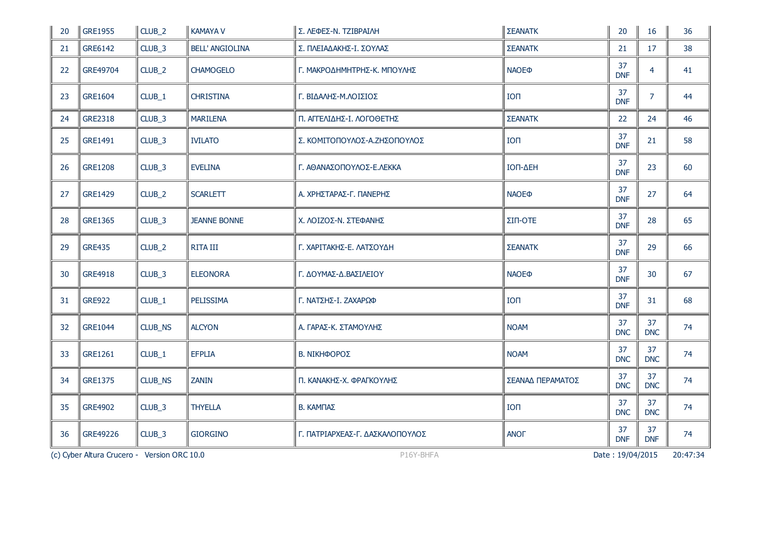| | | | | | | | | |
|---|---|---|---|---|---|---|---|---|
| 20 | GRE1955 | CLUB_2 | KAMAYA V | Σ. ΛΕΦΕΣ-Ν. ΤΖΙΒΡΑΙΛΗ | ΣΕΑΝΑΤΚ | 20 | 16 | 36 |
| 21 | GRE6142 | CLUB_3 | BELL' ANGIOLINA | Σ. ΠΛΕΙΑΔΑΚΗΣ-Ι. ΣΟΥΛΑΣ | ΣΕΑΝΑΤΚ | 21 | 17 | 38 |
| 22 | GRE49704 | CLUB_2 | CHAMOGELO | Γ. ΜΑΚΡΟΔΗΜΗΤΡΗΣ-Κ. ΜΠΟΥΛΗΣ | ΝΑΟΕΦ | 37 DNF | 4 | 41 |
| 23 | GRE1604 | CLUB_1 | CHRISTINA | Γ. ΒΙΔΑΛΗΣ-Μ.ΛΟΙΣΙΟΣ | ΙΟΠ | 37 DNF | 7 | 44 |
| 24 | GRE2318 | CLUB_3 | MARILENA | Π. ΑΓΓΕΛΙΔΗΣ-Ι. ΛΟΓΟΘΕΤΗΣ | ΣΕΑΝΑΤΚ | 22 | 24 | 46 |
| 25 | GRE1491 | CLUB_3 | IVILATO | Σ. ΚΟΜΙΤΟΠΟΥΛΟΣ-Α.ΖΗΣΟΠΟΥΛΟΣ | ΙΟΠ | 37 DNF | 21 | 58 |
| 26 | GRE1208 | CLUB_3 | EVELINA | Γ. ΑΘΑΝΑΣΟΠΟΥΛΟΣ-Ε.ΛΕΚΚΑ | ΙΟΠ-ΔΕΗ | 37 DNF | 23 | 60 |
| 27 | GRE1429 | CLUB_2 | SCARLETT | Α. ΧΡΗΣΤΑΡΑΣ-Γ. ΠΑΝΕΡΗΣ | ΝΑΟΕΦ | 37 DNF | 27 | 64 |
| 28 | GRE1365 | CLUB_3 | JEANNE BONNE | Χ. ΛΟΙΖΟΣ-Ν. ΣΤΕΦΑΝΗΣ | ΣΙΠ-ΟΤΕ | 37 DNF | 28 | 65 |
| 29 | GRE435 | CLUB_2 | RITA III | Γ. ΧΑΡΙΤΑΚΗΣ-Ε. ΛΑΤΣΟΥΔΗ | ΣΕΑΝΑΤΚ | 37 DNF | 29 | 66 |
| 30 | GRE4918 | CLUB_3 | ELEONORA | Γ. ΔΟΥΜΑΣ-Δ.ΒΑΣΙΛΕΙΟΥ | ΝΑΟΕΦ | 37 DNF | 30 | 67 |
| 31 | GRE922 | CLUB_1 | PELISSIMA | Γ. ΝΑΤΣΗΣ-Ι. ΖΑΧΑΡΩΦ | ΙΟΠ | 37 DNF | 31 | 68 |
| 32 | GRE1044 | CLUB_NS | ALCYON | Α. ΓΑΡΑΣ-Κ. ΣΤΑΜΟΥΛΗΣ | ΝΟΑΜ | 37 DNC | 37 DNC | 74 |
| 33 | GRE1261 | CLUB_1 | EFPLIA | Β. ΝΙΚΗΦΟΡΟΣ | ΝΟΑΜ | 37 DNC | 37 DNC | 74 |
| 34 | GRE1375 | CLUB_NS | ZANIN | Π. ΚΑΝΑΚΗΣ-Χ. ΦΡΑΓΚΟΥΛΗΣ | ΣΕΑΝΑΔ ΠΕΡΑΜΑΤΟΣ | 37 DNC | 37 DNC | 74 |
| 35 | GRE4902 | CLUB_3 | THYELLA | Β. ΚΑΜΠΑΣ | ΙΟΠ | 37 DNC | 37 DNC | 74 |
| 36 | GRE49226 | CLUB_3 | GIORGINO | Γ. ΠΑΤΡΙΑΡΧΕΑΣ-Γ. ΔΑΣΚΑΛΟΠΟΥΛΟΣ | ΑΝΟΓ | 37 DNF | 37 DNF | 74 |

(c) Cyber Altura Crucero - Version ORC 10.0 P16Y-BHFA Date : 19/04/2015 20:47:34